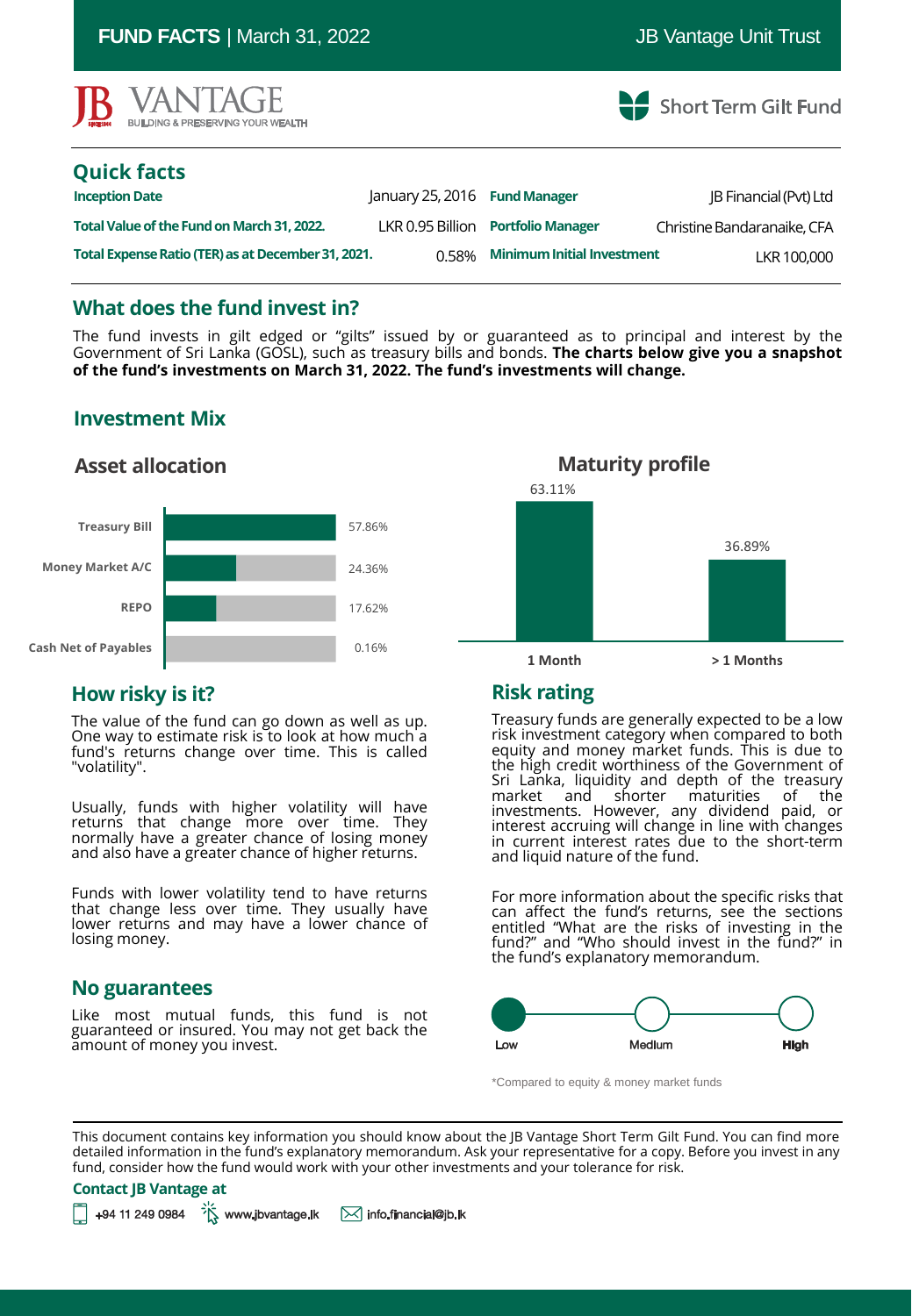**FUND FACTS** | March 31, 2022

JB Vantage Unit Trust

JB VANTAGE
BUILDING & PRESERVING YOUR WEALTH

Short Term Gilt Fund

## Quick facts

| | | | |
|---|---|---|---|
| **Inception Date** | January 25, 2016 | **Fund Manager** | JB Financial (Pvt) Ltd |
| **Total Value of the Fund on March 31, 2022.** | LKR 0.95 Billion | **Portfolio Manager** | Christine Bandaranaike, CFA |
| **Total Expense Ratio (TER) as at December 31, 2021.** | 0.58% | **Minimum Initial Investment** | LKR 100,000 |

## What does the fund invest in?

The fund invests in gilt edged or "gilts" issued by or guaranteed as to principal and interest by the Government of Sri Lanka (GOSL), such as treasury bills and bonds. **The charts below give you a snapshot of the fund's investments on March 31, 2022. The fund's investments will change.**

## Investment Mix

### Asset allocation

| Asset | Allocation |
|---|---|
| Treasury Bill | 57.86% |
| Money Market A/C | 24.36% |
| REPO | 17.62% |
| Cash Net of Payables | 0.16% |

### Maturity profile

| Maturity | Percentage |
|---|---|
| 1 Month | 63.11% |
| > 1 Months | 36.89% |

## How risky is it?

The value of the fund can go down as well as up. One way to estimate risk is to look at how much a fund's returns change over time. This is called "volatility".

Usually, funds with higher volatility will have returns that change more over time. They normally have a greater chance of losing money and also have a greater chance of higher returns.

Funds with lower volatility tend to have returns that change less over time. They usually have lower returns and may have a lower chance of losing money.

## No guarantees

Like most mutual funds, this fund is not guaranteed or insured. You may not get back the amount of money you invest.

## Risk rating

Treasury funds are generally expected to be a low risk investment category when compared to both equity and money market funds. This is due to the high credit worthiness of the Government of Sri Lanka, liquidity and depth of the treasury market and shorter maturities of the investments. However, any dividend paid, or interest accruing will change in line with changes in current interest rates due to the short-term and liquid nature of the fund.

For more information about the specific risks that can affect the fund's returns, see the sections entitled "What are the risks of investing in the fund?" and "Who should invest in the fund?" in the fund's explanatory memorandum.

Low (selected) — Medium — High

*Compared to equity & money market funds

This document contains key information you should know about the JB Vantage Short Term Gilt Fund. You can find more detailed information in the fund's explanatory memorandum. Ask your representative for a copy. Before you invest in any fund, consider how the fund would work with your other investments and your tolerance for risk.

**Contact JB Vantage at**

+94 11 249 0984 www.jbvantage.lk info.financial@jb.lk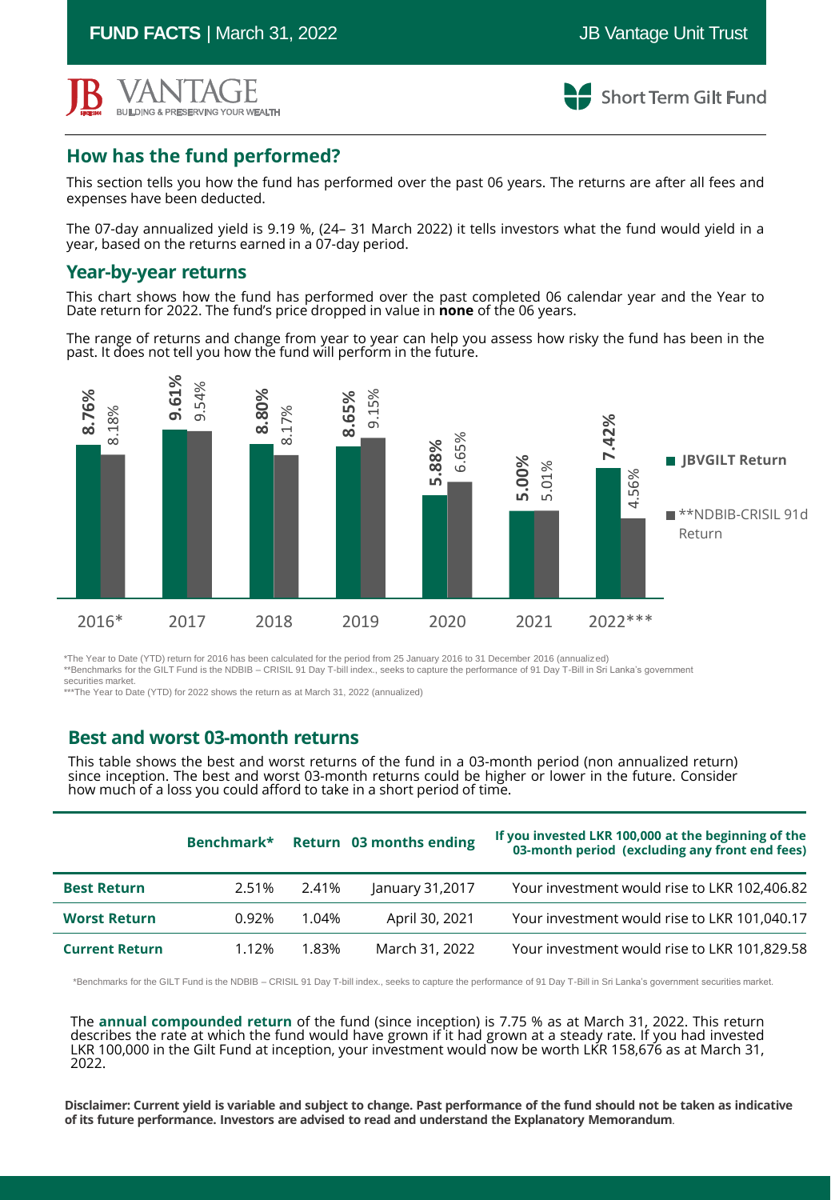**FUND FACTS** | March 31, 2022 JB Vantage Unit Trust

JB VANTAGE BUILDING & PRESERVING YOUR WEALTH

Short Term Gilt Fund

## How has the fund performed?

This section tells you how the fund has performed over the past 06 years. The returns are after all fees and expenses have been deducted.

The 07-day annualized yield is 9.19 %, (24– 31 March 2022) it tells investors what the fund would yield in a year, based on the returns earned in a 07-day period.

## Year-by-year returns

This chart shows how the fund has performed over the past completed 06 calendar year and the Year to Date return for 2022. The fund's price dropped in value in **none** of the 06 years.

The range of returns and change from year to year can help you assess how risky the fund has been in the past. It does not tell you how the fund will perform in the future.

| Year | JBVGILT Return | **NDBIB-CRISIL 91d Return |
|---|---|---|
| 2016* | 8.76% | 8.18% |
| 2017 | 9.61% | 9.54% |
| 2018 | 8.80% | 8.17% |
| 2019 | 8.65% | 9.15% |
| 2020 | 5.88% | 6.65% |
| 2021 | 5.00% | 5.01% |
| 2022*** | 7.42% | 4.56% |

*The Year to Date (YTD) return for 2016 has been calculated for the period from 25 January 2016 to 31 December 2016 (annualized)
**Benchmarks for the GILT Fund is the NDBIB – CRISIL 91 Day T-bill index., seeks to capture the performance of 91 Day T-Bill in Sri Lanka's government securities market.
***The Year to Date (YTD) for 2022 shows the return as at March 31, 2022 (annualized)

## Best and worst 03-month returns

This table shows the best and worst returns of the fund in a 03-month period (non annualized return) since inception. The best and worst 03-month returns could be higher or lower in the future. Consider how much of a loss you could afford to take in a short period of time.

| | Benchmark* | Return | 03 months ending | If you invested LKR 100,000 at the beginning of the 03-month period (excluding any front end fees) |
|---|---|---|---|---|
| **Best Return** | 2.51% | 2.41% | January 31,2017 | Your investment would rise to LKR 102,406.82 |
| **Worst Return** | 0.92% | 1.04% | April 30, 2021 | Your investment would rise to LKR 101,040.17 |
| **Current Return** | 1.12% | 1.83% | March 31, 2022 | Your investment would rise to LKR 101,829.58 |

*Benchmarks for the GILT Fund is the NDBIB – CRISIL 91 Day T-bill index., seeks to capture the performance of 91 Day T-Bill in Sri Lanka's government securities market.

The **annual compounded return** of the fund (since inception) is 7.75 % as at March 31, 2022. This return describes the rate at which the fund would have grown if it had grown at a steady rate. If you had invested LKR 100,000 in the Gilt Fund at inception, your investment would now be worth LKR 158,676 as at March 31, 2022.

**Disclaimer: Current yield is variable and subject to change. Past performance of the fund should not be taken as indicative of its future performance. Investors are advised to read and understand the Explanatory Memorandum**.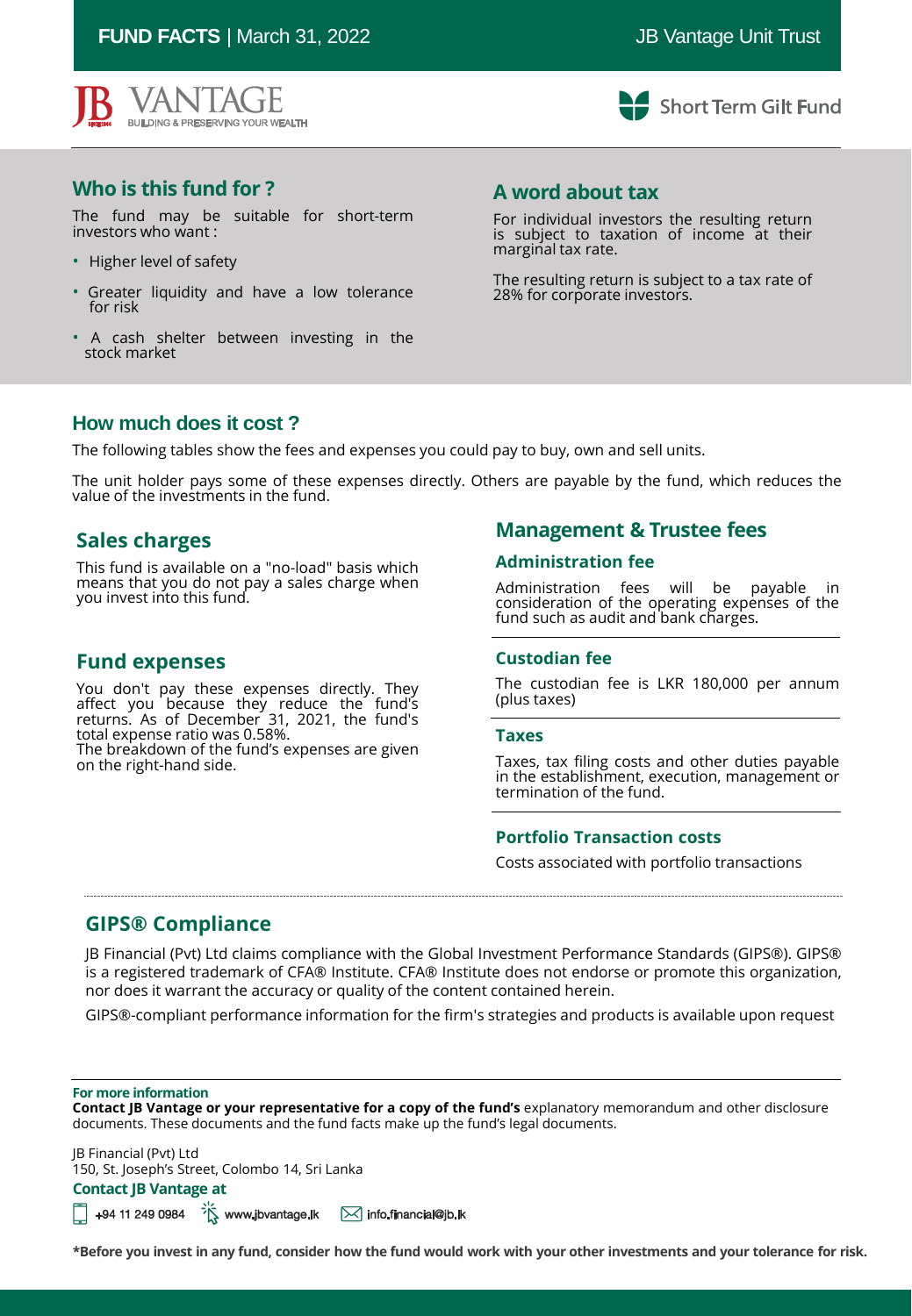**FUND FACTS** | March 31, 2022 JB Vantage Unit Trust

JB VANTAGE
BUILDING & PRESERVING YOUR WEALTH

Short Term Gilt Fund

## Who is this fund for ?

The fund may be suitable for short-term investors who want :

- Higher level of safety
- Greater liquidity and have a low tolerance for risk
- A cash shelter between investing in the stock market

## A word about tax

For individual investors the resulting return is subject to taxation of income at their marginal tax rate.

The resulting return is subject to a tax rate of 28% for corporate investors.

## How much does it cost ?

The following tables show the fees and expenses you could pay to buy, own and sell units.

The unit holder pays some of these expenses directly. Others are payable by the fund, which reduces the value of the investments in the fund.

### Sales charges

This fund is available on a "no-load" basis which means that you do not pay a sales charge when you invest into this fund.

### Fund expenses

You don't pay these expenses directly. They affect you because they reduce the fund's returns. As of December 31, 2021, the fund's total expense ratio was 0.58%.
The breakdown of the fund's expenses are given on the right-hand side.

### Management & Trustee fees

#### Administration fee

Administration fees will be payable in consideration of the operating expenses of the fund such as audit and bank charges.

#### Custodian fee

The custodian fee is LKR 180,000 per annum (plus taxes)

#### Taxes

Taxes, tax filing costs and other duties payable in the establishment, execution, management or termination of the fund.

#### Portfolio Transaction costs

Costs associated with portfolio transactions

## GIPS® Compliance

JB Financial (Pvt) Ltd claims compliance with the Global Investment Performance Standards (GIPS®). GIPS® is a registered trademark of CFA® Institute. CFA® Institute does not endorse or promote this organization, nor does it warrant the accuracy or quality of the content contained herein.

GIPS®-compliant performance information for the firm's strategies and products is available upon request

**For more information**
**Contact JB Vantage or your representative for a copy of the fund's** explanatory memorandum and other disclosure documents. These documents and the fund facts make up the fund's legal documents.

JB Financial (Pvt) Ltd
150, St. Joseph's Street, Colombo 14, Sri Lanka

**Contact JB Vantage at**

+94 11 249 0984 www.jbvantage.lk info.financial@jb.lk

**\*Before you invest in any fund, consider how the fund would work with your other investments and your tolerance for risk.**